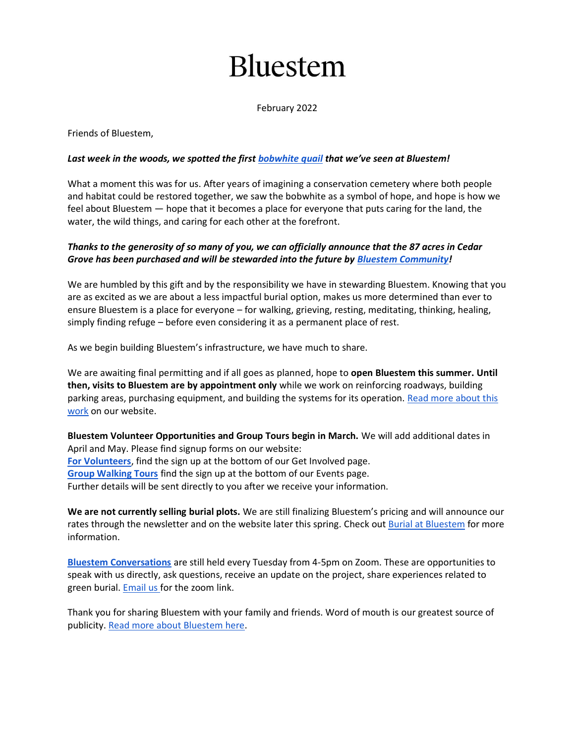# Bluestem

February 2022

Friends of Bluestem,

***Last week in the woods, we spotted the first bobwhite quail that we've seen at Bluestem!***

What a moment this was for us. After years of imagining a conservation cemetery where both people and habitat could be restored together, we saw the bobwhite as a symbol of hope, and hope is how we feel about Bluestem — hope that it becomes a place for everyone that puts caring for the land, the water, the wild things, and caring for each other at the forefront.

***Thanks to the generosity of so many of you, we can officially announce that the 87 acres in Cedar Grove has been purchased and will be stewarded into the future by Bluestem Community!***

We are humbled by this gift and by the responsibility we have in stewarding Bluestem. Knowing that you are as excited as we are about a less impactful burial option, makes us more determined than ever to ensure Bluestem is a place for everyone – for walking, grieving, resting, meditating, thinking, healing, simply finding refuge – before even considering it as a permanent place of rest.

As we begin building Bluestem's infrastructure, we have much to share.

We are awaiting final permitting and if all goes as planned, hope to **open Bluestem this summer. Until then, visits to Bluestem are by appointment only** while we work on reinforcing roadways, building parking areas, purchasing equipment, and building the systems for its operation. Read more about this work on our website.

**Bluestem Volunteer Opportunities and Group Tours begin in March.** We will add additional dates in April and May. Please find signup forms on our website:
**For Volunteers**, find the sign up at the bottom of our Get Involved page.
**Group Walking Tours** find the sign up at the bottom of our Events page.
Further details will be sent directly to you after we receive your information.

**We are not currently selling burial plots.** We are still finalizing Bluestem's pricing and will announce our rates through the newsletter and on the website later this spring. Check out Burial at Bluestem for more information.

**Bluestem Conversations** are still held every Tuesday from 4-5pm on Zoom. These are opportunities to speak with us directly, ask questions, receive an update on the project, share experiences related to green burial. Email us for the zoom link.

Thank you for sharing Bluestem with your family and friends. Word of mouth is our greatest source of publicity. Read more about Bluestem here.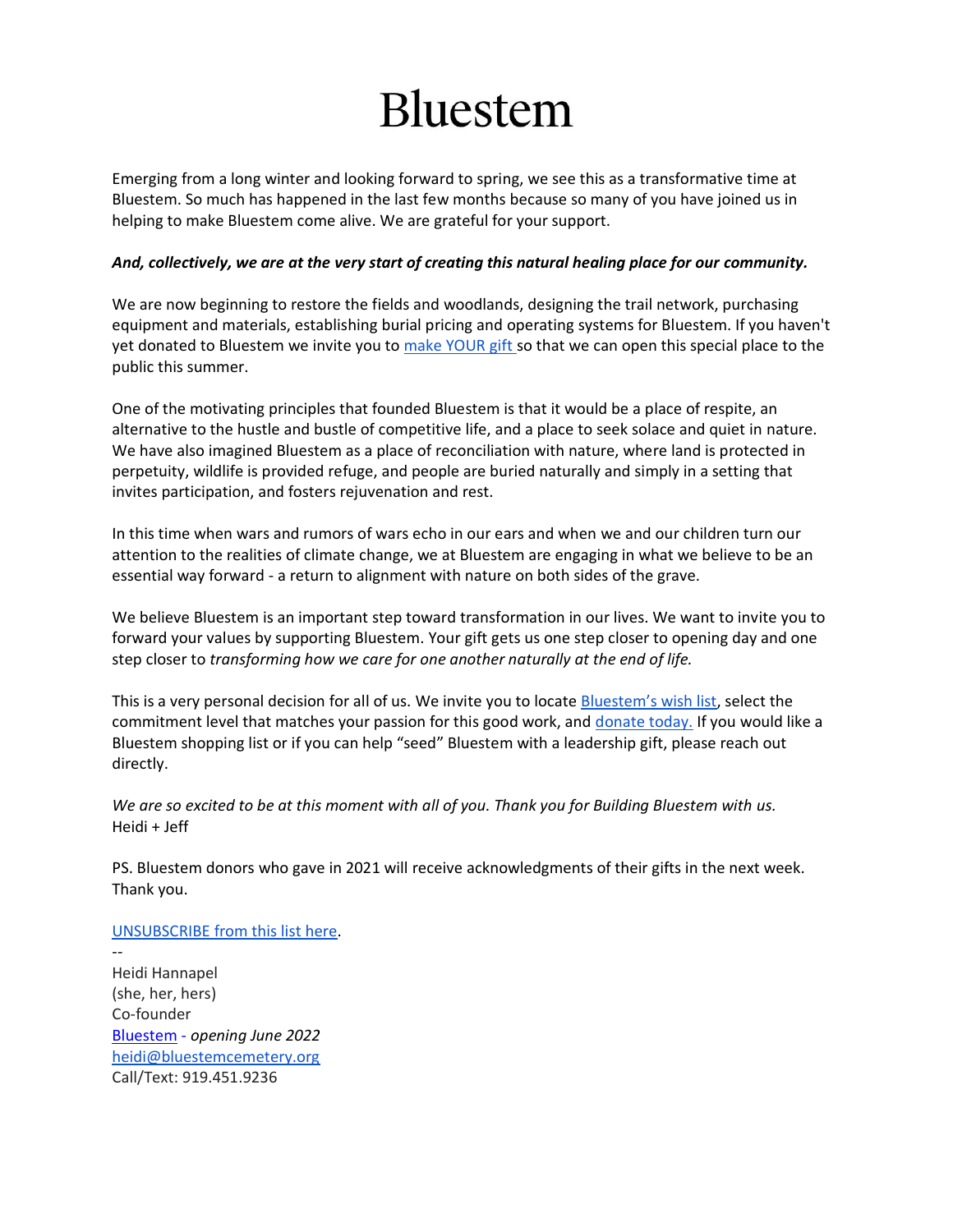# Bluestem

Emerging from a long winter and looking forward to spring, we see this as a transformative time at Bluestem. So much has happened in the last few months because so many of you have joined us in helping to make Bluestem come alive. We are grateful for your support.

***And, collectively, we are at the very start of creating this natural healing place for our community.***

We are now beginning to restore the fields and woodlands, designing the trail network, purchasing equipment and materials, establishing burial pricing and operating systems for Bluestem. If you haven't yet donated to Bluestem we invite you to make YOUR gift so that we can open this special place to the public this summer.

One of the motivating principles that founded Bluestem is that it would be a place of respite, an alternative to the hustle and bustle of competitive life, and a place to seek solace and quiet in nature. We have also imagined Bluestem as a place of reconciliation with nature, where land is protected in perpetuity, wildlife is provided refuge, and people are buried naturally and simply in a setting that invites participation, and fosters rejuvenation and rest.

In this time when wars and rumors of wars echo in our ears and when we and our children turn our attention to the realities of climate change, we at Bluestem are engaging in what we believe to be an essential way forward - a return to alignment with nature on both sides of the grave.

We believe Bluestem is an important step toward transformation in our lives. We want to invite you to forward your values by supporting Bluestem. Your gift gets us one step closer to opening day and one step closer to *transforming how we care for one another naturally at the end of life.*

This is a very personal decision for all of us. We invite you to locate Bluestem's wish list, select the commitment level that matches your passion for this good work, and donate today. If you would like a Bluestem shopping list or if you can help "seed" Bluestem with a leadership gift, please reach out directly.

*We are so excited to be at this moment with all of you. Thank you for Building Bluestem with us.*
Heidi + Jeff

PS. Bluestem donors who gave in 2021 will receive acknowledgments of their gifts in the next week. Thank you.

UNSUBSCRIBE from this list here.

--
Heidi Hannapel
(she, her, hers)
Co-founder
Bluestem - *opening June 2022*
heidi@bluestemcemetery.org
Call/Text: 919.451.9236